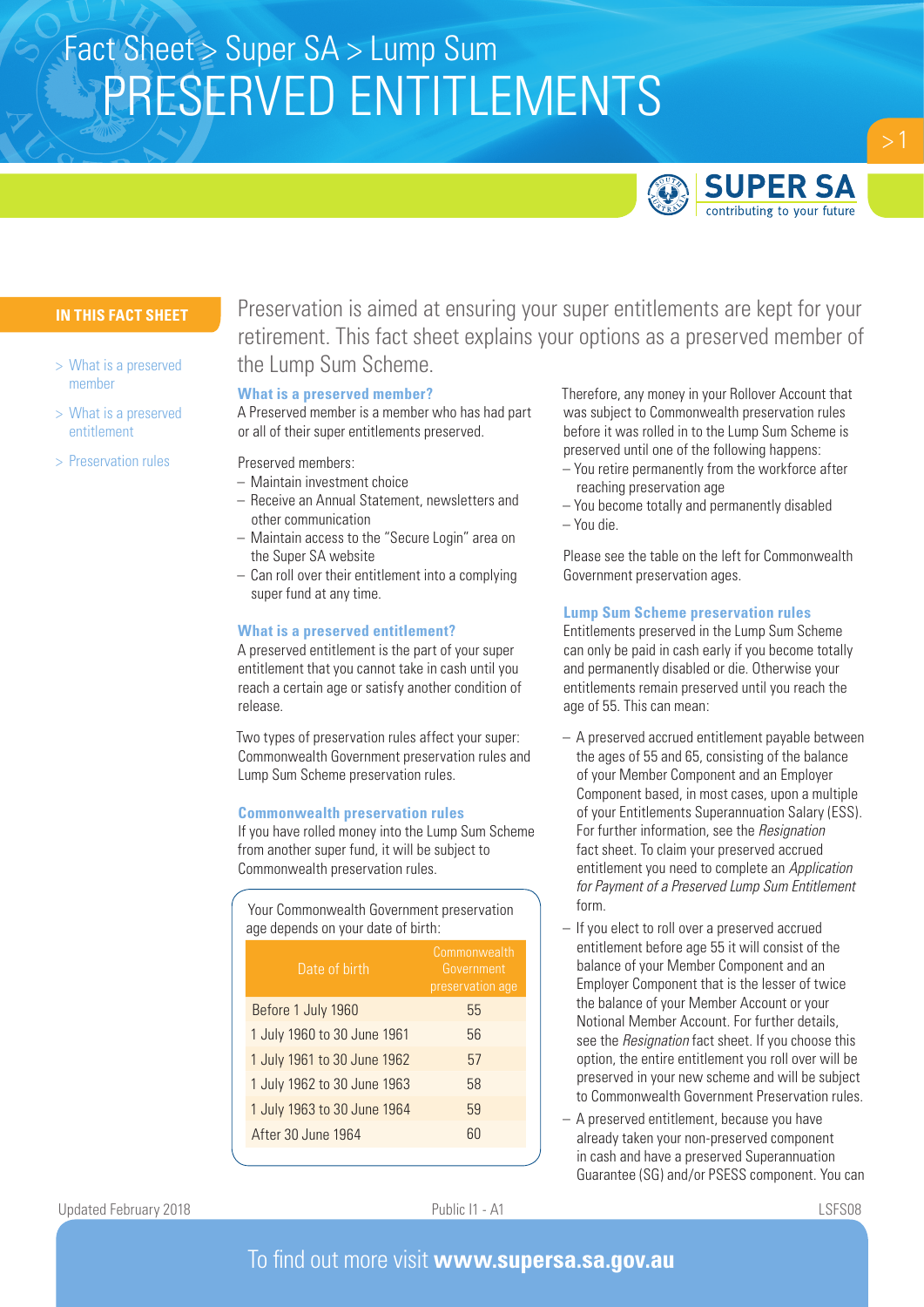Fact Sheet > Super SA > Lump Sum

# PRESERVED ENTITLEMENTS

**IN THIS FACT SHEET**

- What is a preserved member
- What is a preserved entitlement
- Preservation rules

Preservation is aimed at ensuring your super entitlements are kept for your retirement. This fact sheet explains your options as a preserved member of the Lump Sum Scheme.

## What is a preserved member?

A Preserved member is a member who has had part or all of their super entitlements preserved.

Preserved members:

- Maintain investment choice
- Receive an Annual Statement, newsletters and other communication
- Maintain access to the "Secure Login" area on the Super SA website
- Can roll over their entitlement into a complying super fund at any time.

## What is a preserved entitlement?

A preserved entitlement is the part of your super entitlement that you cannot take in cash until you reach a certain age or satisfy another condition of release.

Two types of preservation rules affect your super: Commonwealth Government preservation rules and Lump Sum Scheme preservation rules.

## Commonwealth preservation rules

If you have rolled money into the Lump Sum Scheme from another super fund, it will be subject to Commonwealth preservation rules.

Your Commonwealth Government preservation age depends on your date of birth:

| Date of birth | Commonwealth Government preservation age |
|---|---|
| Before 1 July 1960 | 55 |
| 1 July 1960 to 30 June 1961 | 56 |
| 1 July 1961 to 30 June 1962 | 57 |
| 1 July 1962 to 30 June 1963 | 58 |
| 1 July 1963 to 30 June 1964 | 59 |
| After 30 June 1964 | 60 |

Therefore, any money in your Rollover Account that was subject to Commonwealth preservation rules before it was rolled in to the Lump Sum Scheme is preserved until one of the following happens:

- You retire permanently from the workforce after reaching preservation age
- You become totally and permanently disabled
- You die.

Please see the table on the left for Commonwealth Government preservation ages.

## Lump Sum Scheme preservation rules

Entitlements preserved in the Lump Sum Scheme can only be paid in cash early if you become totally and permanently disabled or die. Otherwise your entitlements remain preserved until you reach the age of 55. This can mean:

- A preserved accrued entitlement payable between the ages of 55 and 65, consisting of the balance of your Member Component and an Employer Component based, in most cases, upon a multiple of your Entitlements Superannuation Salary (ESS). For further information, see the *Resignation* fact sheet. To claim your preserved accrued entitlement you need to complete an *Application for Payment of a Preserved Lump Sum Entitlement* form.
- If you elect to roll over a preserved accrued entitlement before age 55 it will consist of the balance of your Member Component and an Employer Component that is the lesser of twice the balance of your Member Component or your Notional Member Account. For further details, see the *Resignation* fact sheet. If you choose this option, the entire entitlement you roll over will be preserved in your new scheme and will be subject to Commonwealth Government Preservation rules.
- A preserved entitlement, because you have already taken your non-preserved component in cash and have a preserved Superannuation Guarantee (SG) and/or PSESS component. You can

Updated February 2018 Public I1 - A1 LSFS08

To find out more visit **www.supersa.sa.gov.au**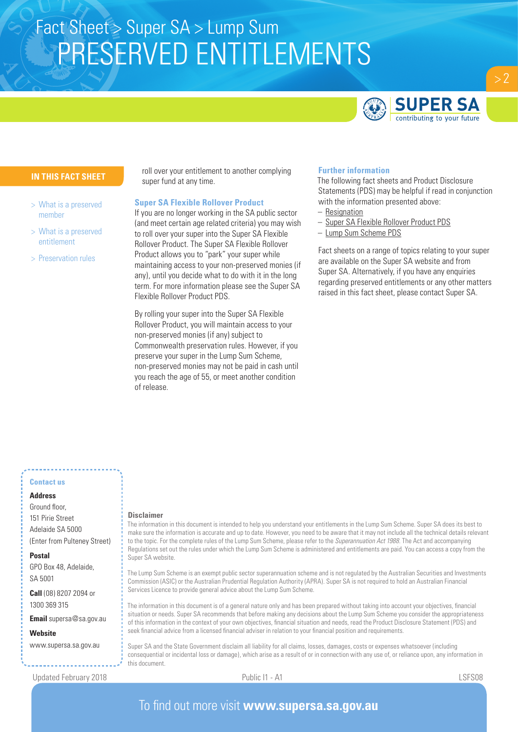# Fact Sheet > Super SA > Lump Sum

# PRESERVED ENTITLEMENTS

**IN THIS FACT SHEET**

- > What is a preserved member
- > What is a preserved entitlement
- > Preservation rules

roll over your entitlement to another complying super fund at any time.

### Super SA Flexible Rollover Product

If you are no longer working in the SA public sector (and meet certain age related criteria) you may wish to roll over your super into the Super SA Flexible Rollover Product. The Super SA Flexible Rollover Product allows you to "park" your super while maintaining access to your non-preserved monies (if any), until you decide what to do with it in the long term. For more information please see the Super SA Flexible Rollover Product PDS.

By rolling your super into the Super SA Flexible Rollover Product, you will maintain access to your non-preserved monies (if any) subject to Commonwealth preservation rules. However, if you preserve your super in the Lump Sum Scheme, non-preserved monies may not be paid in cash until you reach the age of 55, or meet another condition of release.

### Further information

The following fact sheets and Product Disclosure Statements (PDS) may be helpful if read in conjunction with the information presented above:

- Resignation
- Super SA Flexible Rollover Product PDS
- Lump Sum Scheme PDS

Fact sheets on a range of topics relating to your super are available on the Super SA website and from Super SA. Alternatively, if you have any enquiries regarding preserved entitlements or any other matters raised in this fact sheet, please contact Super SA.

### Contact us

**Address**
Ground floor,
151 Pirie Street
Adelaide SA 5000
(Enter from Pulteney Street)

**Postal**
GPO Box 48, Adelaide,
SA 5001

**Call** (08) 8207 2094 or
1300 369 315

**Email** supersa@sa.gov.au

**Website**
www.supersa.sa.gov.au

### Disclaimer

The information in this document is intended to help you understand your entitlements in the Lump Sum Scheme. Super SA does its best to make sure the information is accurate and up to date. However, you need to be aware that it may not include all the technical details relevant to the topic. For the complete rules of the Lump Sum Scheme, please refer to the *Superannuation Act 1988*. The Act and accompanying Regulations set out the rules under which the Lump Sum Scheme is administered and entitlements are paid. You can access a copy from the Super SA website.

The Lump Sum Scheme is an exempt public sector superannuation scheme and is not regulated by the Australian Securities and Investments Commission (ASIC) or the Australian Prudential Regulation Authority (APRA). Super SA is not required to hold an Australian Financial Services Licence to provide general advice about the Lump Sum Scheme.

The information in this document is of a general nature only and has been prepared without taking into account your objectives, financial situation or needs. Super SA recommends that before making any decisions about the Lump Sum Scheme you consider the appropriateness of this information in the context of your own objectives, financial situation and needs, read the Product Disclosure Statement (PDS) and seek financial advice from a licensed financial adviser in relation to your financial position and requirements.

Super SA and the State Government disclaim all liability for all claims, losses, damages, costs or expenses whatsoever (including consequential or incidental loss or damage), which arise as a result of or in connection with any use of, or reliance upon, any information in this document.

Updated February 2018 | Public I1 - A1 | LSFS08

To find out more visit **www.supersa.sa.gov.au**